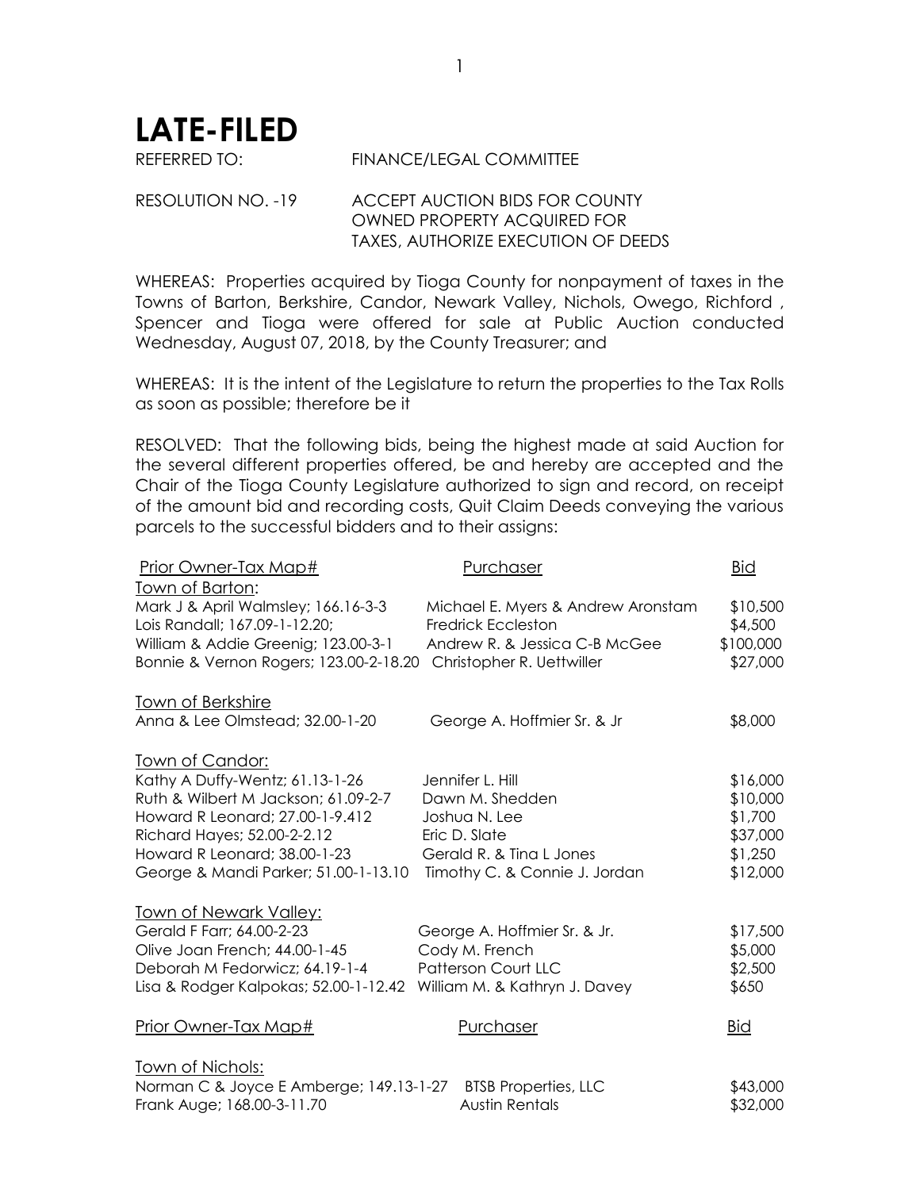# LATE-FILED

REFERRED TO: FINANCE/LEGAL COMMITTEE

RESOLUTION NO. -19 ACCEPT AUCTION BIDS FOR COUNTY OWNED PROPERTY ACQUIRED FOR TAXES, AUTHORIZE EXECUTION OF DEEDS

WHEREAS: Properties acquired by Tioga County for nonpayment of taxes in the Towns of Barton, Berkshire, Candor, Newark Valley, Nichols, Owego, Richford , Spencer and Tioga were offered for sale at Public Auction conducted Wednesday, August 07, 2018, by the County Treasurer; and

WHEREAS: It is the intent of the Legislature to return the properties to the Tax Rolls as soon as possible; therefore be it

RESOLVED: That the following bids, being the highest made at said Auction for the several different properties offered, be and hereby are accepted and the Chair of the Tioga County Legislature authorized to sign and record, on receipt of the amount bid and recording costs, Quit Claim Deeds conveying the various parcels to the successful bidders and to their assigns:

| Prior Owner-Tax Map# | Purchaser | Bid |
|---|---|---|
| Town of Barton: | | |
| Mark J & April Walmsley; 166.16-3-3 | Michael E. Myers & Andrew Aronstam | $10,500 |
| Lois Randall; 167.09-1-12.20; | Fredrick Eccleston | $4,500 |
| William & Addie Greenig; 123.00-3-1 | Andrew R. & Jessica C-B McGee | $100,000 |
| Bonnie & Vernon Rogers; 123.00-2-18.20 | Christopher R. Uettwiller | $27,000 |
| Town of Berkshire | | |
| Anna & Lee Olmstead; 32.00-1-20 | George A. Hoffmier Sr. & Jr | $8,000 |
| Town of Candor: | | |
| Kathy A Duffy-Wentz; 61.13-1-26 | Jennifer L. Hill | $16,000 |
| Ruth & Wilbert M Jackson; 61.09-2-7 | Dawn M. Shedden | $10,000 |
| Howard R Leonard; 27.00-1-9.412 | Joshua N. Lee | $1,700 |
| Richard Hayes; 52.00-2-2.12 | Eric D. Slate | $37,000 |
| Howard R Leonard; 38.00-1-23 | Gerald R. & Tina L Jones | $1,250 |
| George & Mandi Parker; 51.00-1-13.10 | Timothy C. & Connie J. Jordan | $12,000 |
| Town of Newark Valley: | | |
| Gerald F Farr; 64.00-2-23 | George A. Hoffmier Sr. & Jr. | $17,500 |
| Olive Joan French; 44.00-1-45 | Cody M. French | $5,000 |
| Deborah M Fedorwicz; 64.19-1-4 | Patterson Court LLC | $2,500 |
| Lisa & Rodger Kalpokas; 52.00-1-12.42 | William M. & Kathryn J. Davey | $650 |

| Prior Owner-Tax Map# | Purchaser | Bid |
|---|---|---|
| Town of Nichols: | | |
| Norman C & Joyce E Amberge; 149.13-1-27 | BTSB Properties, LLC | $43,000 |
| Frank Auge; 168.00-3-11.70 | Austin Rentals | $32,000 |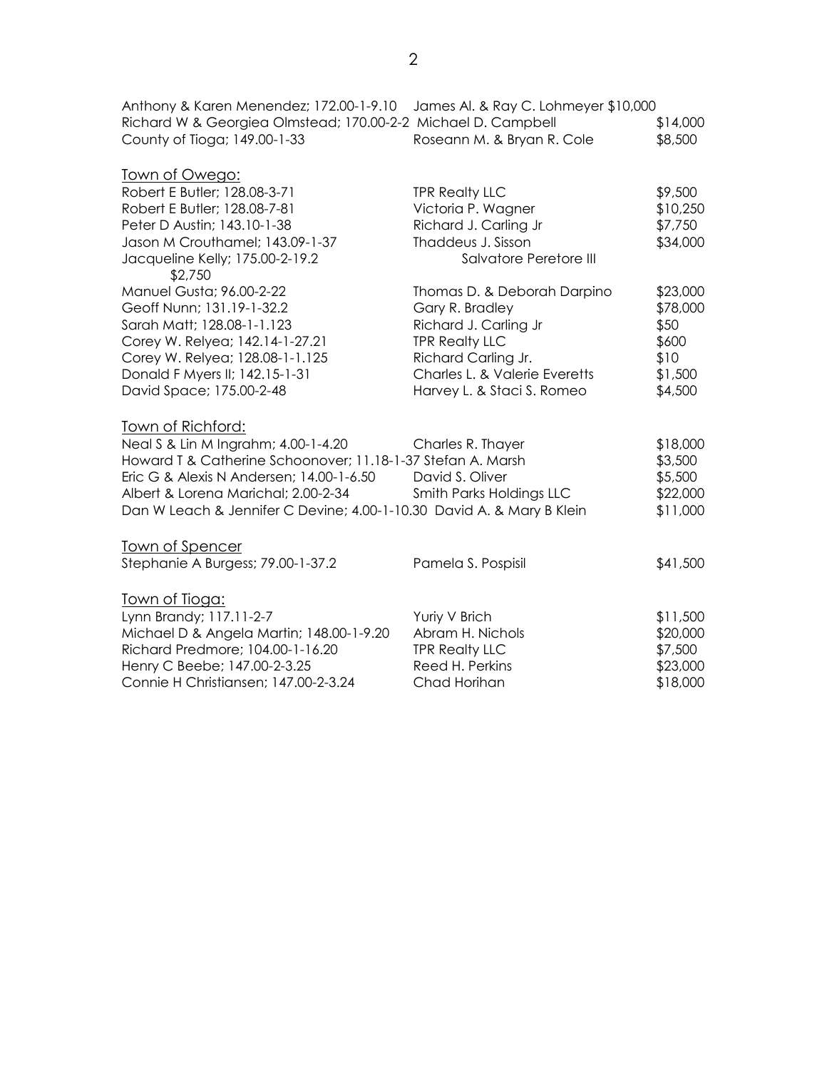Anthony & Karen Menendez; 172.00-1-9.10 James Al. & Ray C. Lohmeyer $10,000
Richard W & Georgiea Olmstead; 170.00-2-2 Michael D. Campbell $14,000
County of Tioga; 149.00-1-33 Roseann M. & Bryan R. Cole $8,500

Town of Owego:

Robert E Butler; 128.08-3-71 TPR Realty LLC $9,500
Robert E Butler; 128.08-7-81 Victoria P. Wagner $10,250
Peter D Austin; 143.10-1-38 Richard J. Carling Jr $7,750
Jason M Crouthamel; 143.09-1-37 Thaddeus J. Sisson $34,000
Jacqueline Kelly; 175.00-2-19.2 Salvatore Peretore III $2,750
Manuel Gusta; 96.00-2-22 Thomas D. & Deborah Darpino $23,000
Geoff Nunn; 131.19-1-32.2 Gary R. Bradley $78,000
Sarah Matt; 128.08-1-1.123 Richard J. Carling Jr $50
Corey W. Relyea; 142.14-1-27.21 TPR Realty LLC $600
Corey W. Relyea; 128.08-1-1.125 Richard Carling Jr. $10
Donald F Myers II; 142.15-1-31 Charles L. & Valerie Everetts $1,500
David Space; 175.00-2-48 Harvey L. & Staci S. Romeo $4,500

Town of Richford:

Neal S & Lin M Ingrahm; 4.00-1-4.20 Charles R. Thayer $18,000
Howard T & Catherine Schoonover; 11.18-1-37 Stefan A. Marsh $3,500
Eric G & Alexis N Andersen; 14.00-1-6.50 David S. Oliver $5,500
Albert & Lorena Marichal; 2.00-2-34 Smith Parks Holdings LLC $22,000
Dan W Leach & Jennifer C Devine; 4.00-1-10.30 David A. & Mary B Klein $11,000

Town of Spencer

Stephanie A Burgess; 79.00-1-37.2 Pamela S. Pospisil $41,500

Town of Tioga:

Lynn Brandy; 117.11-2-7 Yuriy V Brich $11,500
Michael D & Angela Martin; 148.00-1-9.20 Abram H. Nichols $20,000
Richard Predmore; 104.00-1-16.20 TPR Realty LLC $7,500
Henry C Beebe; 147.00-2-3.25 Reed H. Perkins $23,000
Connie H Christiansen; 147.00-2-3.24 Chad Horihan $18,000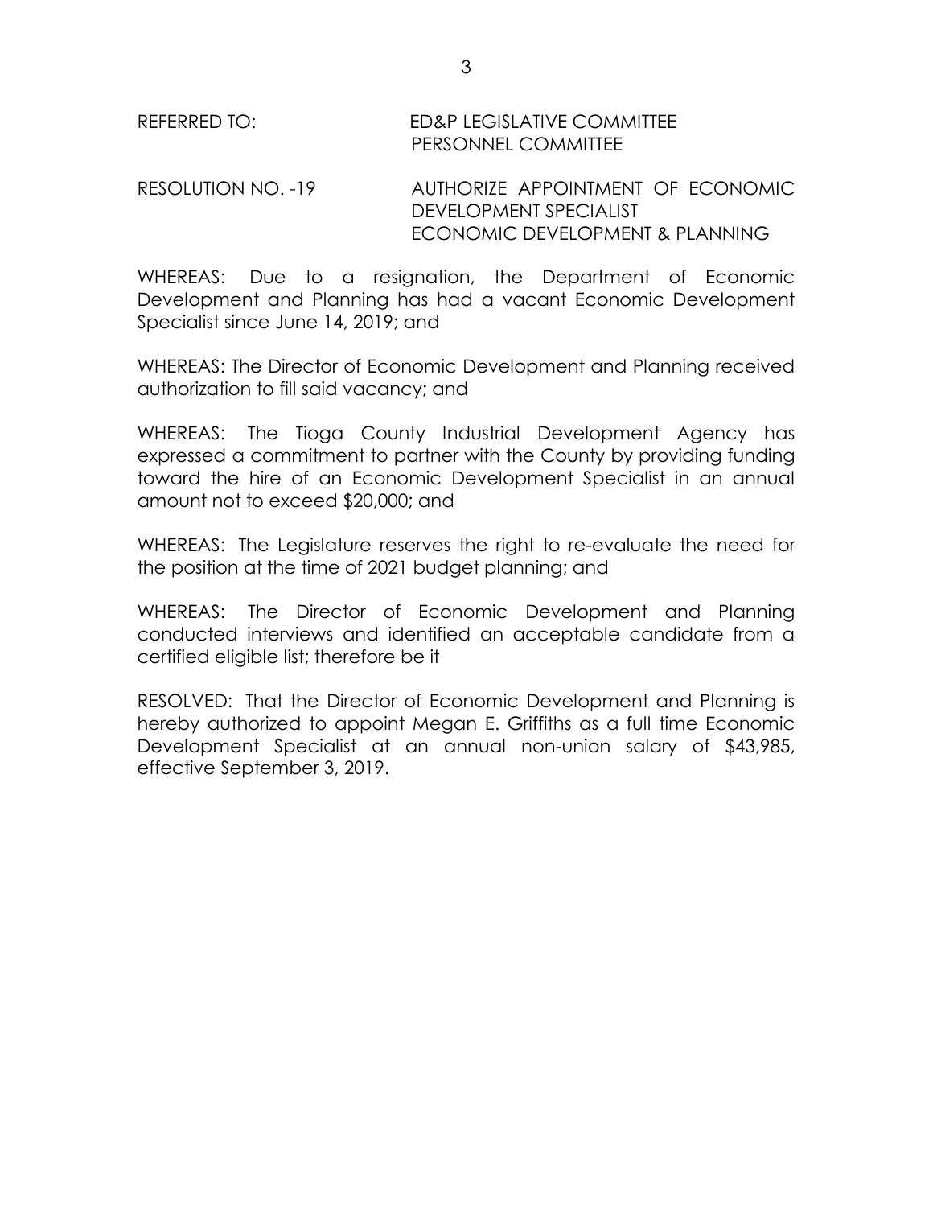REFERRED TO: ED&P LEGISLATIVE COMMITTEE
PERSONNEL COMMITTEE

RESOLUTION NO. -19 AUTHORIZE APPOINTMENT OF ECONOMIC DEVELOPMENT SPECIALIST
ECONOMIC DEVELOPMENT & PLANNING

WHEREAS: Due to a resignation, the Department of Economic Development and Planning has had a vacant Economic Development Specialist since June 14, 2019; and

WHEREAS: The Director of Economic Development and Planning received authorization to fill said vacancy; and

WHEREAS: The Tioga County Industrial Development Agency has expressed a commitment to partner with the County by providing funding toward the hire of an Economic Development Specialist in an annual amount not to exceed $20,000; and

WHEREAS: The Legislature reserves the right to re-evaluate the need for the position at the time of 2021 budget planning; and

WHEREAS: The Director of Economic Development and Planning conducted interviews and identified an acceptable candidate from a certified eligible list; therefore be it

RESOLVED: That the Director of Economic Development and Planning is hereby authorized to appoint Megan E. Griffiths as a full time Economic Development Specialist at an annual non-union salary of $43,985, effective September 3, 2019.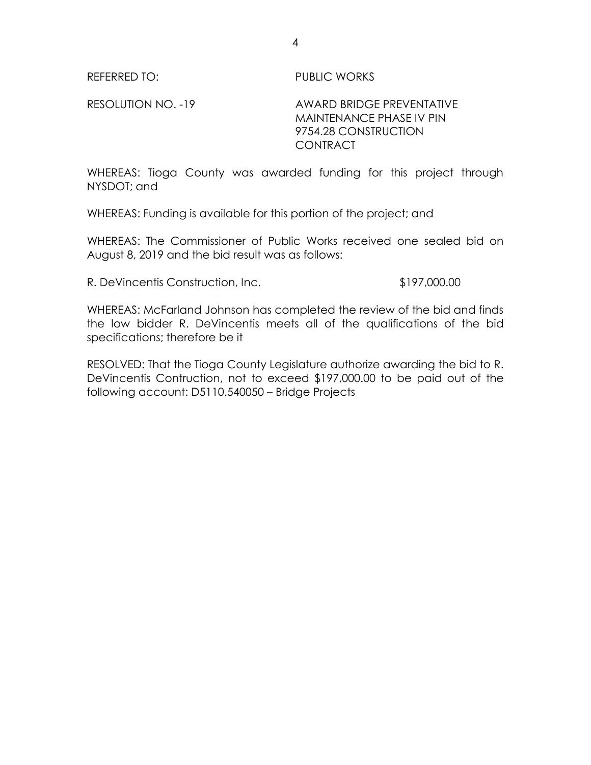REFERRED TO: PUBLIC WORKS

RESOLUTION NO. -19 AWARD BRIDGE PREVENTATIVE MAINTENANCE PHASE IV PIN 9754.28 CONSTRUCTION CONTRACT

WHEREAS: Tioga County was awarded funding for this project through NYSDOT; and

WHEREAS: Funding is available for this portion of the project; and

WHEREAS: The Commissioner of Public Works received one sealed bid on August 8, 2019 and the bid result was as follows:

R. DeVincentis Construction, Inc. $197,000.00

WHEREAS: McFarland Johnson has completed the review of the bid and finds the low bidder R. DeVincentis meets all of the qualifications of the bid specifications; therefore be it

RESOLVED: That the Tioga County Legislature authorize awarding the bid to R. DeVincentis Contruction, not to exceed $197,000.00 to be paid out of the following account: D5110.540050 – Bridge Projects